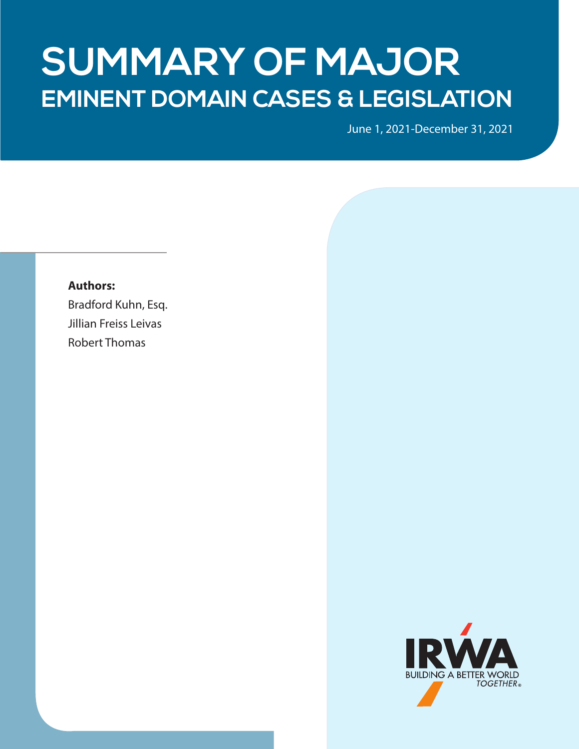# SUMMARY OF MAJOR
## EMINENT DOMAIN CASES & LEGISLATION

June 1, 2021-December 31, 2021

**Authors:**

Bradford Kuhn, Esq.

Jillian Freiss Leivas

Robert Thomas

IRWA

BUILDING A BETTER WORLD TOGETHER®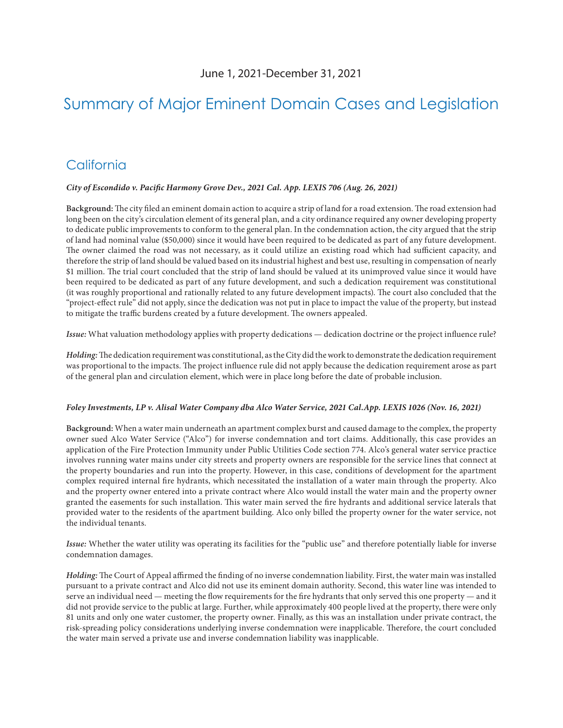June 1, 2021-December 31, 2021

# Summary of Major Eminent Domain Cases and Legislation

## California

***City of Escondido v. Pacific Harmony Grove Dev., 2021 Cal. App. LEXIS 706 (Aug. 26, 2021)***

**Background:** The city filed an eminent domain action to acquire a strip of land for a road extension. The road extension had long been on the city's circulation element of its general plan, and a city ordinance required any owner developing property to dedicate public improvements to conform to the general plan. In the condemnation action, the city argued that the strip of land had nominal value ($50,000) since it would have been required to be dedicated as part of any future development. The owner claimed the road was not necessary, as it could utilize an existing road which had sufficient capacity, and therefore the strip of land should be valued based on its industrial highest and best use, resulting in compensation of nearly $1 million. The trial court concluded that the strip of land should be valued at its unimproved value since it would have been required to be dedicated as part of any future development, and such a dedication requirement was constitutional (it was roughly proportional and rationally related to any future development impacts). The court also concluded that the "project-effect rule" did not apply, since the dedication was not put in place to impact the value of the property, but instead to mitigate the traffic burdens created by a future development. The owners appealed.

***Issue:*** What valuation methodology applies with property dedications — dedication doctrine or the project influence rule?

***Holding:*** The dedication requirement was constitutional, as the City did the work to demonstrate the dedication requirement was proportional to the impacts. The project influence rule did not apply because the dedication requirement arose as part of the general plan and circulation element, which were in place long before the date of probable inclusion.

***Foley Investments, LP v. Alisal Water Company dba Alco Water Service, 2021 Cal.App. LEXIS 1026 (Nov. 16, 2021)***

**Background:** When a water main underneath an apartment complex burst and caused damage to the complex, the property owner sued Alco Water Service ("Alco") for inverse condemnation and tort claims. Additionally, this case provides an application of the Fire Protection Immunity under Public Utilities Code section 774. Alco's general water service practice involves running water mains under city streets and property owners are responsible for the service lines that connect at the property boundaries and run into the property. However, in this case, conditions of development for the apartment complex required internal fire hydrants, which necessitated the installation of a water main through the property. Alco and the property owner entered into a private contract where Alco would install the water main and the property owner granted the easements for such installation. This water main served the fire hydrants and additional service laterals that provided water to the residents of the apartment building. Alco only billed the property owner for the water service, not the individual tenants.

***Issue:*** Whether the water utility was operating its facilities for the "public use" and therefore potentially liable for inverse condemnation damages.

***Holding:*** The Court of Appeal affirmed the finding of no inverse condemnation liability. First, the water main was installed pursuant to a private contract and Alco did not use its eminent domain authority. Second, this water line was intended to serve an individual need — meeting the flow requirements for the fire hydrants that only served this one property — and it did not provide service to the public at large. Further, while approximately 400 people lived at the property, there were only 81 units and only one water customer, the property owner. Finally, as this was an installation under private contract, the risk-spreading policy considerations underlying inverse condemnation were inapplicable. Therefore, the court concluded the water main served a private use and inverse condemnation liability was inapplicable.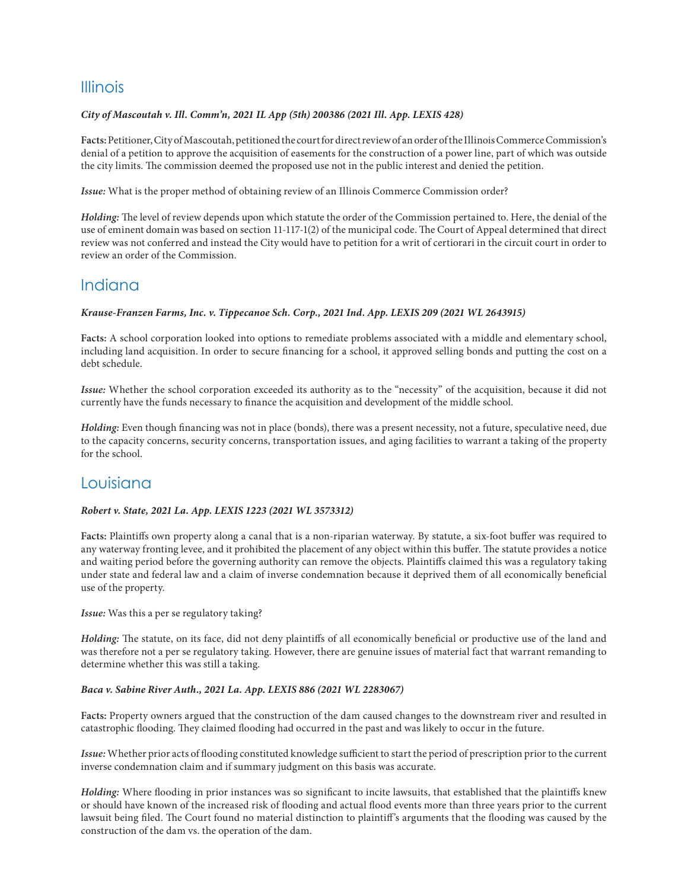## Illinois

***City of Mascoutah v. Ill. Comm'n, 2021 IL App (5th) 200386 (2021 Ill. App. LEXIS 428)***

**Facts:** Petitioner, City of Mascoutah, petitioned the court for direct review of an order of the Illinois Commerce Commission's denial of a petition to approve the acquisition of easements for the construction of a power line, part of which was outside the city limits. The commission deemed the proposed use not in the public interest and denied the petition.

***Issue:*** What is the proper method of obtaining review of an Illinois Commerce Commission order?

***Holding:*** The level of review depends upon which statute the order of the Commission pertained to. Here, the denial of the use of eminent domain was based on section 11-117-1(2) of the municipal code. The Court of Appeal determined that direct review was not conferred and instead the City would have to petition for a writ of certiorari in the circuit court in order to review an order of the Commission.

## Indiana

***Krause-Franzen Farms, Inc. v. Tippecanoe Sch. Corp., 2021 Ind. App. LEXIS 209 (2021 WL 2643915)***

**Facts:** A school corporation looked into options to remediate problems associated with a middle and elementary school, including land acquisition. In order to secure financing for a school, it approved selling bonds and putting the cost on a debt schedule.

***Issue:*** Whether the school corporation exceeded its authority as to the "necessity" of the acquisition, because it did not currently have the funds necessary to finance the acquisition and development of the middle school.

***Holding:*** Even though financing was not in place (bonds), there was a present necessity, not a future, speculative need, due to the capacity concerns, security concerns, transportation issues, and aging facilities to warrant a taking of the property for the school.

## Louisiana

***Robert v. State, 2021 La. App. LEXIS 1223 (2021 WL 3573312)***

**Facts:** Plaintiffs own property along a canal that is a non-riparian waterway. By statute, a six-foot buffer was required to any waterway fronting levee, and it prohibited the placement of any object within this buffer. The statute provides a notice and waiting period before the governing authority can remove the objects. Plaintiffs claimed this was a regulatory taking under state and federal law and a claim of inverse condemnation because it deprived them of all economically beneficial use of the property.

***Issue:*** Was this a per se regulatory taking?

***Holding:*** The statute, on its face, did not deny plaintiffs of all economically beneficial or productive use of the land and was therefore not a per se regulatory taking. However, there are genuine issues of material fact that warrant remanding to determine whether this was still a taking.

***Baca v. Sabine River Auth., 2021 La. App. LEXIS 886 (2021 WL 2283067)***

**Facts:** Property owners argued that the construction of the dam caused changes to the downstream river and resulted in catastrophic flooding. They claimed flooding had occurred in the past and was likely to occur in the future.

***Issue:*** Whether prior acts of flooding constituted knowledge sufficient to start the period of prescription prior to the current inverse condemnation claim and if summary judgment on this basis was accurate.

***Holding:*** Where flooding in prior instances was so significant to incite lawsuits, that established that the plaintiffs knew or should have known of the increased risk of flooding and actual flood events more than three years prior to the current lawsuit being filed. The Court found no material distinction to plaintiff's arguments that the flooding was caused by the construction of the dam vs. the operation of the dam.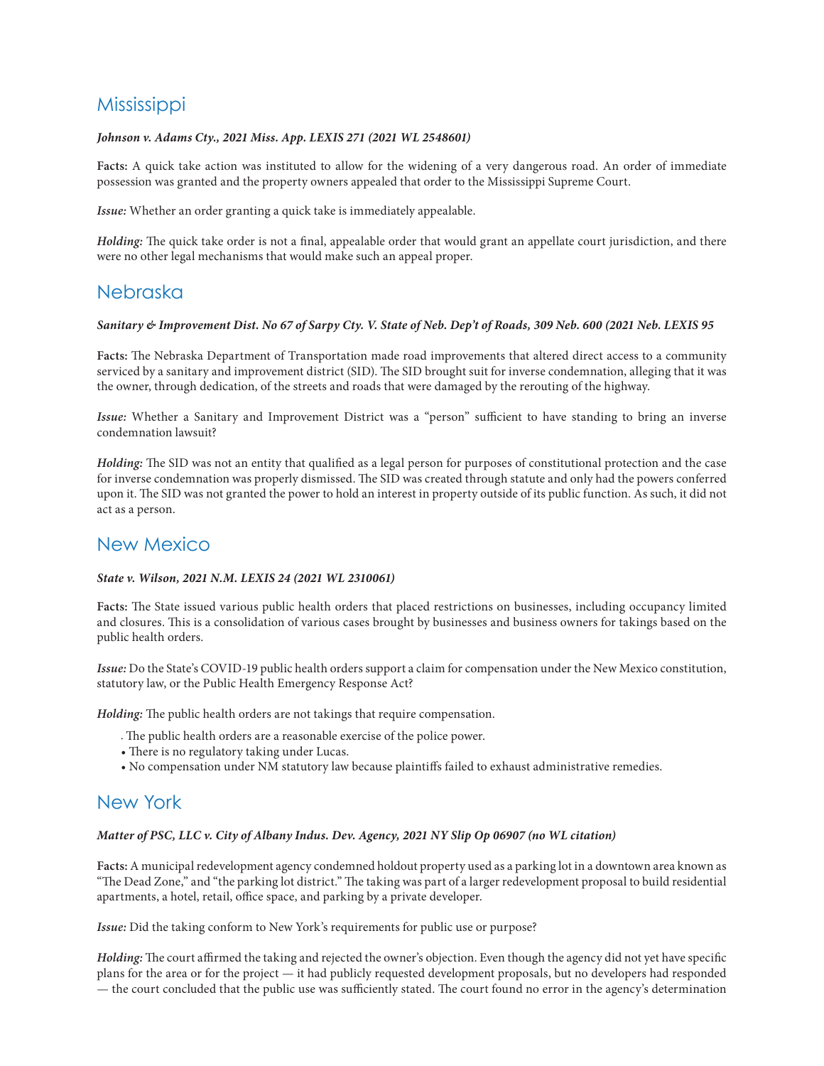## Mississippi

***Johnson v. Adams Cty., 2021 Miss. App. LEXIS 271 (2021 WL 2548601)***

**Facts:** A quick take action was instituted to allow for the widening of a very dangerous road. An order of immediate possession was granted and the property owners appealed that order to the Mississippi Supreme Court.

***Issue:*** Whether an order granting a quick take is immediately appealable.

***Holding:*** The quick take order is not a final, appealable order that would grant an appellate court jurisdiction, and there were no other legal mechanisms that would make such an appeal proper.

## Nebraska

***Sanitary & Improvement Dist. No 67 of Sarpy Cty. V. State of Neb. Dep't of Roads, 309 Neb. 600 (2021 Neb. LEXIS 95***

**Facts:** The Nebraska Department of Transportation made road improvements that altered direct access to a community serviced by a sanitary and improvement district (SID). The SID brought suit for inverse condemnation, alleging that it was the owner, through dedication, of the streets and roads that were damaged by the rerouting of the highway.

***Issue:*** Whether a Sanitary and Improvement District was a "person" sufficient to have standing to bring an inverse condemnation lawsuit?

***Holding:*** The SID was not an entity that qualified as a legal person for purposes of constitutional protection and the case for inverse condemnation was properly dismissed. The SID was created through statute and only had the powers conferred upon it. The SID was not granted the power to hold an interest in property outside of its public function. As such, it did not act as a person.

## New Mexico

***State v. Wilson, 2021 N.M. LEXIS 24 (2021 WL 2310061)***

**Facts:** The State issued various public health orders that placed restrictions on businesses, including occupancy limited and closures. This is a consolidation of various cases brought by businesses and business owners for takings based on the public health orders.

***Issue:*** Do the State's COVID-19 public health orders support a claim for compensation under the New Mexico constitution, statutory law, or the Public Health Emergency Response Act?

***Holding:*** The public health orders are not takings that require compensation.

- The public health orders are a reasonable exercise of the police power.
- There is no regulatory taking under Lucas.
- No compensation under NM statutory law because plaintiffs failed to exhaust administrative remedies.

## New York

***Matter of PSC, LLC v. City of Albany Indus. Dev. Agency, 2021 NY Slip Op 06907 (no WL citation)***

**Facts:** A municipal redevelopment agency condemned holdout property used as a parking lot in a downtown area known as "The Dead Zone," and "the parking lot district." The taking was part of a larger redevelopment proposal to build residential apartments, a hotel, retail, office space, and parking by a private developer.

***Issue:*** Did the taking conform to New York's requirements for public use or purpose?

***Holding:*** The court affirmed the taking and rejected the owner's objection. Even though the agency did not yet have specific plans for the area or for the project — it had publicly requested development proposals, but no developers had responded — the court concluded that the public use was sufficiently stated. The court found no error in the agency's determination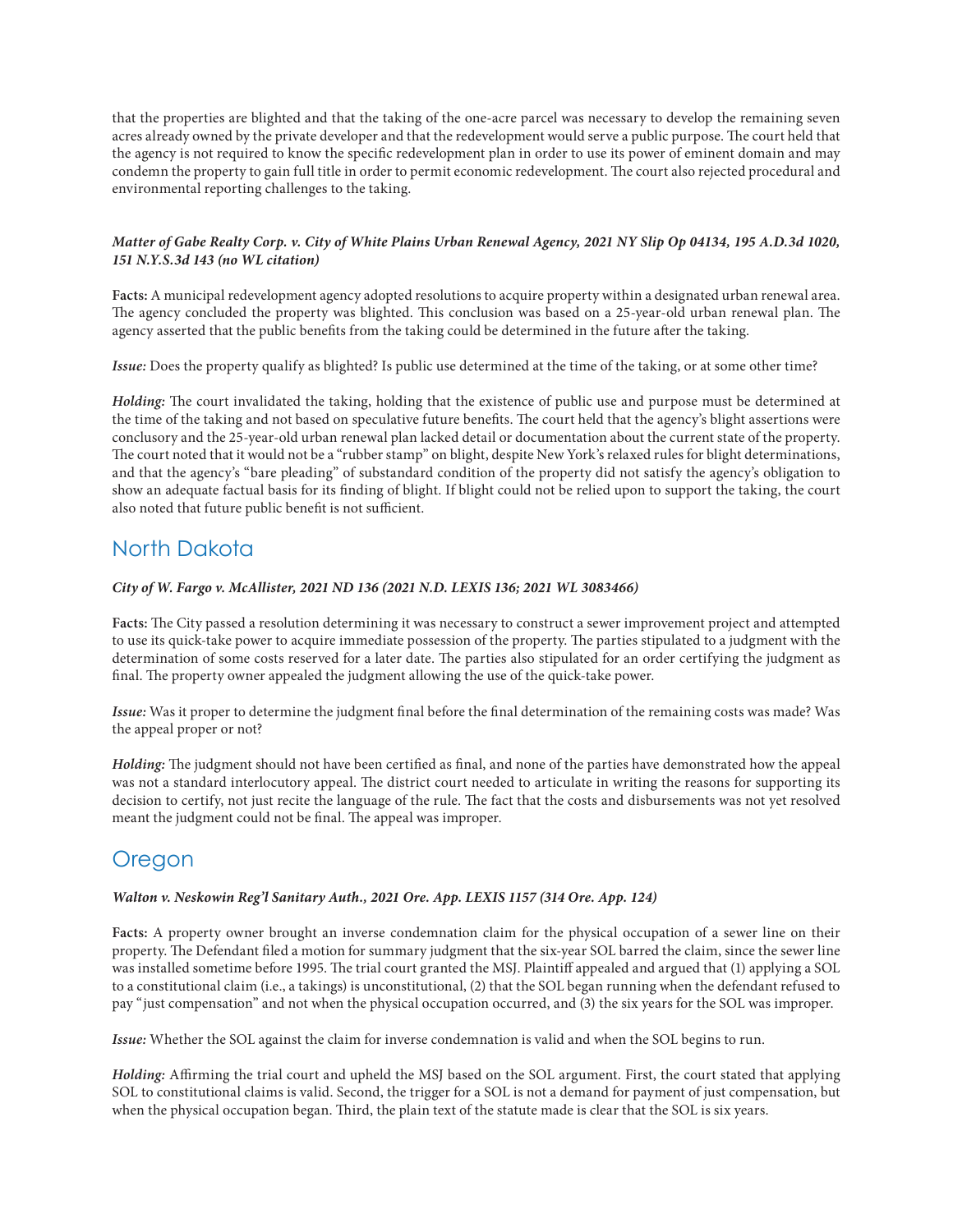that the properties are blighted and that the taking of the one-acre parcel was necessary to develop the remaining seven acres already owned by the private developer and that the redevelopment would serve a public purpose. The court held that the agency is not required to know the specific redevelopment plan in order to use its power of eminent domain and may condemn the property to gain full title in order to permit economic redevelopment. The court also rejected procedural and environmental reporting challenges to the taking.

***Matter of Gabe Realty Corp. v. City of White Plains Urban Renewal Agency, 2021 NY Slip Op 04134, 195 A.D.3d 1020, 151 N.Y.S.3d 143 (no WL citation)***

**Facts:** A municipal redevelopment agency adopted resolutions to acquire property within a designated urban renewal area. The agency concluded the property was blighted. This conclusion was based on a 25-year-old urban renewal plan. The agency asserted that the public benefits from the taking could be determined in the future after the taking.

***Issue:*** Does the property qualify as blighted? Is public use determined at the time of the taking, or at some other time?

***Holding:*** The court invalidated the taking, holding that the existence of public use and purpose must be determined at the time of the taking and not based on speculative future benefits. The court held that the agency's blight assertions were conclusory and the 25-year-old urban renewal plan lacked detail or documentation about the current state of the property. The court noted that it would not be a "rubber stamp" on blight, despite New York's relaxed rules for blight determinations, and that the agency's "bare pleading" of substandard condition of the property did not satisfy the agency's obligation to show an adequate factual basis for its finding of blight. If blight could not be relied upon to support the taking, the court also noted that future public benefit is not sufficient.

## North Dakota

***City of W. Fargo v. McAllister, 2021 ND 136 (2021 N.D. LEXIS 136; 2021 WL 3083466)***

**Facts:** The City passed a resolution determining it was necessary to construct a sewer improvement project and attempted to use its quick-take power to acquire immediate possession of the property. The parties stipulated to a judgment with the determination of some costs reserved for a later date. The parties also stipulated for an order certifying the judgment as final. The property owner appealed the judgment allowing the use of the quick-take power.

***Issue:*** Was it proper to determine the judgment final before the final determination of the remaining costs was made? Was the appeal proper or not?

***Holding:*** The judgment should not have been certified as final, and none of the parties have demonstrated how the appeal was not a standard interlocutory appeal. The district court needed to articulate in writing the reasons for supporting its decision to certify, not just recite the language of the rule. The fact that the costs and disbursements was not yet resolved meant the judgment could not be final. The appeal was improper.

## Oregon

***Walton v. Neskowin Reg'l Sanitary Auth., 2021 Ore. App. LEXIS 1157 (314 Ore. App. 124)***

**Facts:** A property owner brought an inverse condemnation claim for the physical occupation of a sewer line on their property. The Defendant filed a motion for summary judgment that the six-year SOL barred the claim, since the sewer line was installed sometime before 1995. The trial court granted the MSJ. Plaintiff appealed and argued that (1) applying a SOL to a constitutional claim (i.e., a takings) is unconstitutional, (2) that the SOL began running when the defendant refused to pay "just compensation" and not when the physical occupation occurred, and (3) the six years for the SOL was improper.

***Issue:*** Whether the SOL against the claim for inverse condemnation is valid and when the SOL begins to run.

***Holding:*** Affirming the trial court and upheld the MSJ based on the SOL argument. First, the court stated that applying SOL to constitutional claims is valid. Second, the trigger for a SOL is not a demand for payment of just compensation, but when the physical occupation began. Third, the plain text of the statute made is clear that the SOL is six years.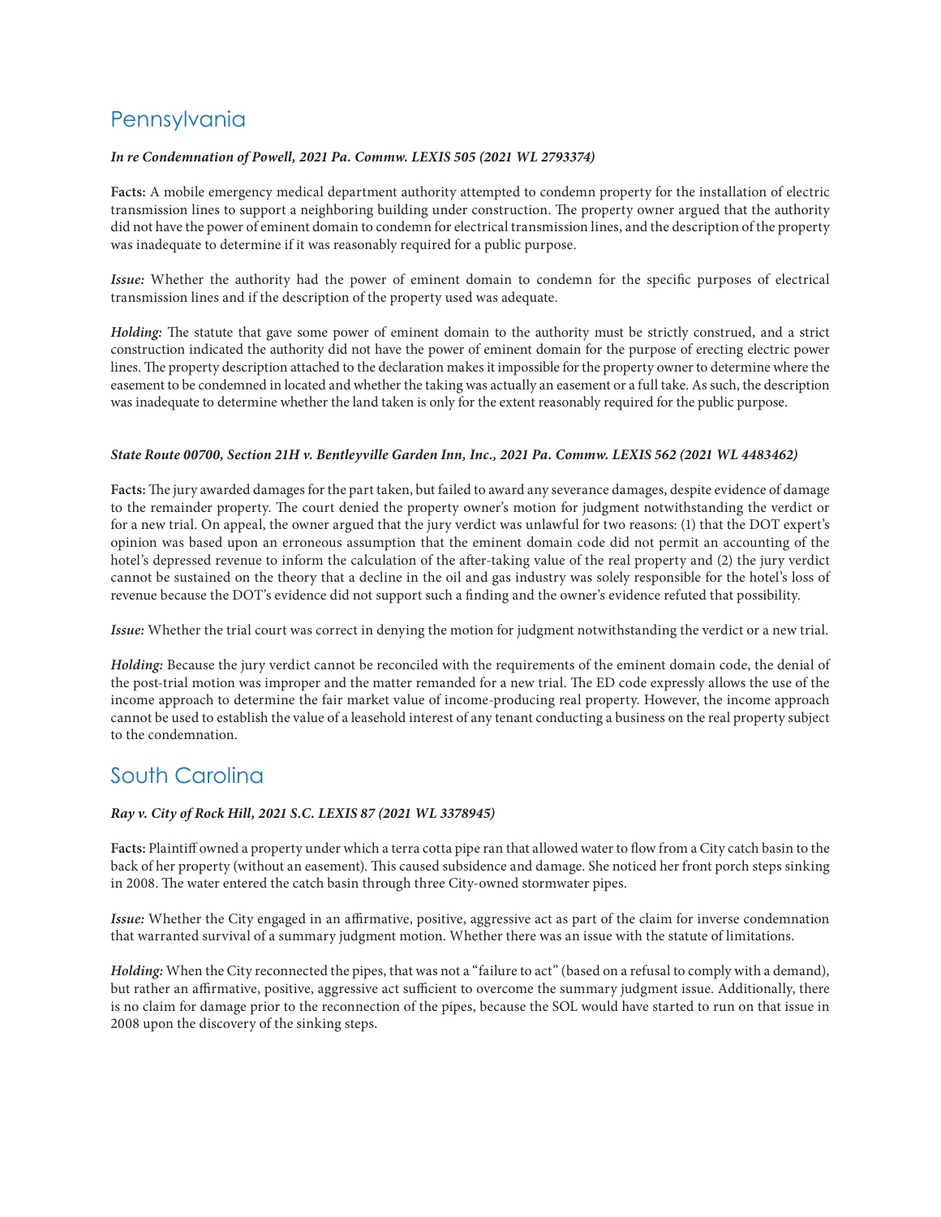## Pennsylvania

***In re Condemnation of Powell, 2021 Pa. Commw. LEXIS 505 (2021 WL 2793374)***

**Facts:** A mobile emergency medical department authority attempted to condemn property for the installation of electric transmission lines to support a neighboring building under construction. The property owner argued that the authority did not have the power of eminent domain to condemn for electrical transmission lines, and the description of the property was inadequate to determine if it was reasonably required for a public purpose.

***Issue:*** Whether the authority had the power of eminent domain to condemn for the specific purposes of electrical transmission lines and if the description of the property used was adequate.

***Holding:*** The statute that gave some power of eminent domain to the authority must be strictly construed, and a strict construction indicated the authority did not have the power of eminent domain for the purpose of erecting electric power lines. The property description attached to the declaration makes it impossible for the property owner to determine where the easement to be condemned in located and whether the taking was actually an easement or a full take. As such, the description was inadequate to determine whether the land taken is only for the extent reasonably required for the public purpose.

***State Route 00700, Section 21H v. Bentleyville Garden Inn, Inc., 2021 Pa. Commw. LEXIS 562 (2021 WL 4483462)***

**Facts:** The jury awarded damages for the part taken, but failed to award any severance damages, despite evidence of damage to the remainder property. The court denied the property owner's motion for judgment notwithstanding the verdict or for a new trial. On appeal, the owner argued that the jury verdict was unlawful for two reasons: (1) that the DOT expert's opinion was based upon an erroneous assumption that the eminent domain code did not permit an accounting of the hotel's depressed revenue to inform the calculation of the after-taking value of the real property and (2) the jury verdict cannot be sustained on the theory that a decline in the oil and gas industry was solely responsible for the hotel's loss of revenue because the DOT's evidence did not support such a finding and the owner's evidence refuted that possibility.

***Issue:*** Whether the trial court was correct in denying the motion for judgment notwithstanding the verdict or a new trial.

***Holding:*** Because the jury verdict cannot be reconciled with the requirements of the eminent domain code, the denial of the post-trial motion was improper and the matter remanded for a new trial. The ED code expressly allows the use of the income approach to determine the fair market value of income-producing real property. However, the income approach cannot be used to establish the value of a leasehold interest of any tenant conducting a business on the real property subject to the condemnation.

## South Carolina

***Ray v. City of Rock Hill, 2021 S.C. LEXIS 87 (2021 WL 3378945)***

**Facts:** Plaintiff owned a property under which a terra cotta pipe ran that allowed water to flow from a City catch basin to the back of her property (without an easement). This caused subsidence and damage. She noticed her front porch steps sinking in 2008. The water entered the catch basin through three City-owned stormwater pipes.

***Issue:*** Whether the City engaged in an affirmative, positive, aggressive act as part of the claim for inverse condemnation that warranted survival of a summary judgment motion. Whether there was an issue with the statute of limitations.

***Holding:*** When the City reconnected the pipes, that was not a "failure to act" (based on a refusal to comply with a demand), but rather an affirmative, positive, aggressive act sufficient to overcome the summary judgment issue. Additionally, there is no claim for damage prior to the reconnection of the pipes, because the SOL would have started to run on that issue in 2008 upon the discovery of the sinking steps.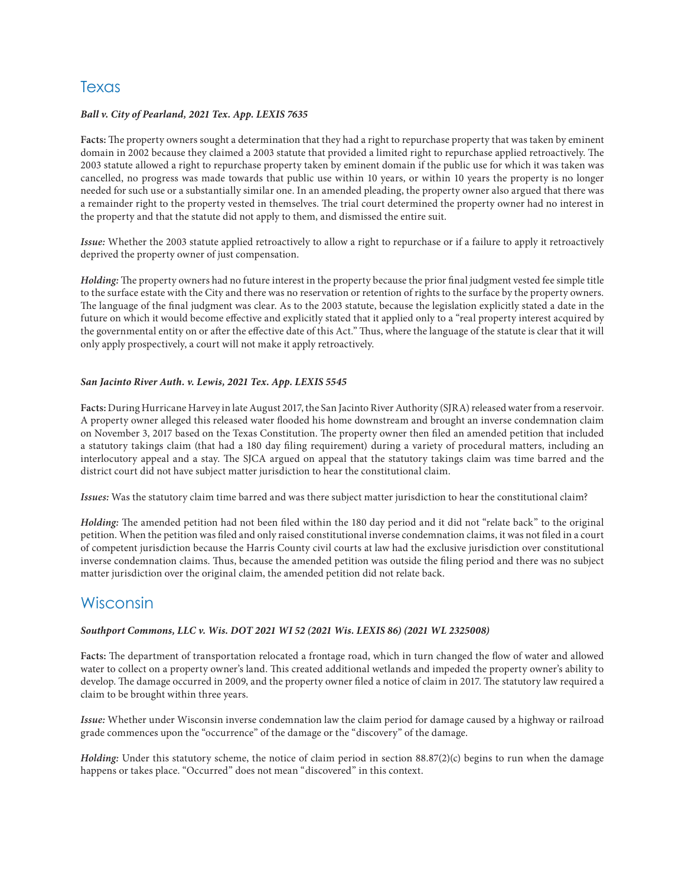## Texas

***Ball v. City of Pearland, 2021 Tex. App. LEXIS 7635***

**Facts:** The property owners sought a determination that they had a right to repurchase property that was taken by eminent domain in 2002 because they claimed a 2003 statute that provided a limited right to repurchase applied retroactively. The 2003 statute allowed a right to repurchase property taken by eminent domain if the public use for which it was taken was cancelled, no progress was made towards that public use within 10 years, or within 10 years the property is no longer needed for such use or a substantially similar one. In an amended pleading, the property owner also argued that there was a remainder right to the property vested in themselves. The trial court determined the property owner had no interest in the property and that the statute did not apply to them, and dismissed the entire suit.

***Issue:*** Whether the 2003 statute applied retroactively to allow a right to repurchase or if a failure to apply it retroactively deprived the property owner of just compensation.

***Holding:*** The property owners had no future interest in the property because the prior final judgment vested fee simple title to the surface estate with the City and there was no reservation or retention of rights to the surface by the property owners. The language of the final judgment was clear. As to the 2003 statute, because the legislation explicitly stated a date in the future on which it would become effective and explicitly stated that it applied only to a "real property interest acquired by the governmental entity on or after the effective date of this Act." Thus, where the language of the statute is clear that it will only apply prospectively, a court will not make it apply retroactively.

***San Jacinto River Auth. v. Lewis, 2021 Tex. App. LEXIS 5545***

**Facts:** During Hurricane Harvey in late August 2017, the San Jacinto River Authority (SJRA) released water from a reservoir. A property owner alleged this released water flooded his home downstream and brought an inverse condemnation claim on November 3, 2017 based on the Texas Constitution. The property owner then filed an amended petition that included a statutory takings claim (that had a 180 day filing requirement) during a variety of procedural matters, including an interlocutory appeal and a stay. The SJCA argued on appeal that the statutory takings claim was time barred and the district court did not have subject matter jurisdiction to hear the constitutional claim.

***Issues:*** Was the statutory claim time barred and was there subject matter jurisdiction to hear the constitutional claim?

***Holding:*** The amended petition had not been filed within the 180 day period and it did not "relate back" to the original petition. When the petition was filed and only raised constitutional inverse condemnation claims, it was not filed in a court of competent jurisdiction because the Harris County civil courts at law had the exclusive jurisdiction over constitutional inverse condemnation claims. Thus, because the amended petition was outside the filing period and there was no subject matter jurisdiction over the original claim, the amended petition did not relate back.

## Wisconsin

***Southport Commons, LLC v. Wis. DOT 2021 WI 52 (2021 Wis. LEXIS 86) (2021 WL 2325008)***

**Facts:** The department of transportation relocated a frontage road, which in turn changed the flow of water and allowed water to collect on a property owner's land. This created additional wetlands and impeded the property owner's ability to develop. The damage occurred in 2009, and the property owner filed a notice of claim in 2017. The statutory law required a claim to be brought within three years.

***Issue:*** Whether under Wisconsin inverse condemnation law the claim period for damage caused by a highway or railroad grade commences upon the "occurrence" of the damage or the "discovery" of the damage.

***Holding:*** Under this statutory scheme, the notice of claim period in section 88.87(2)(c) begins to run when the damage happens or takes place. "Occurred" does not mean "discovered" in this context.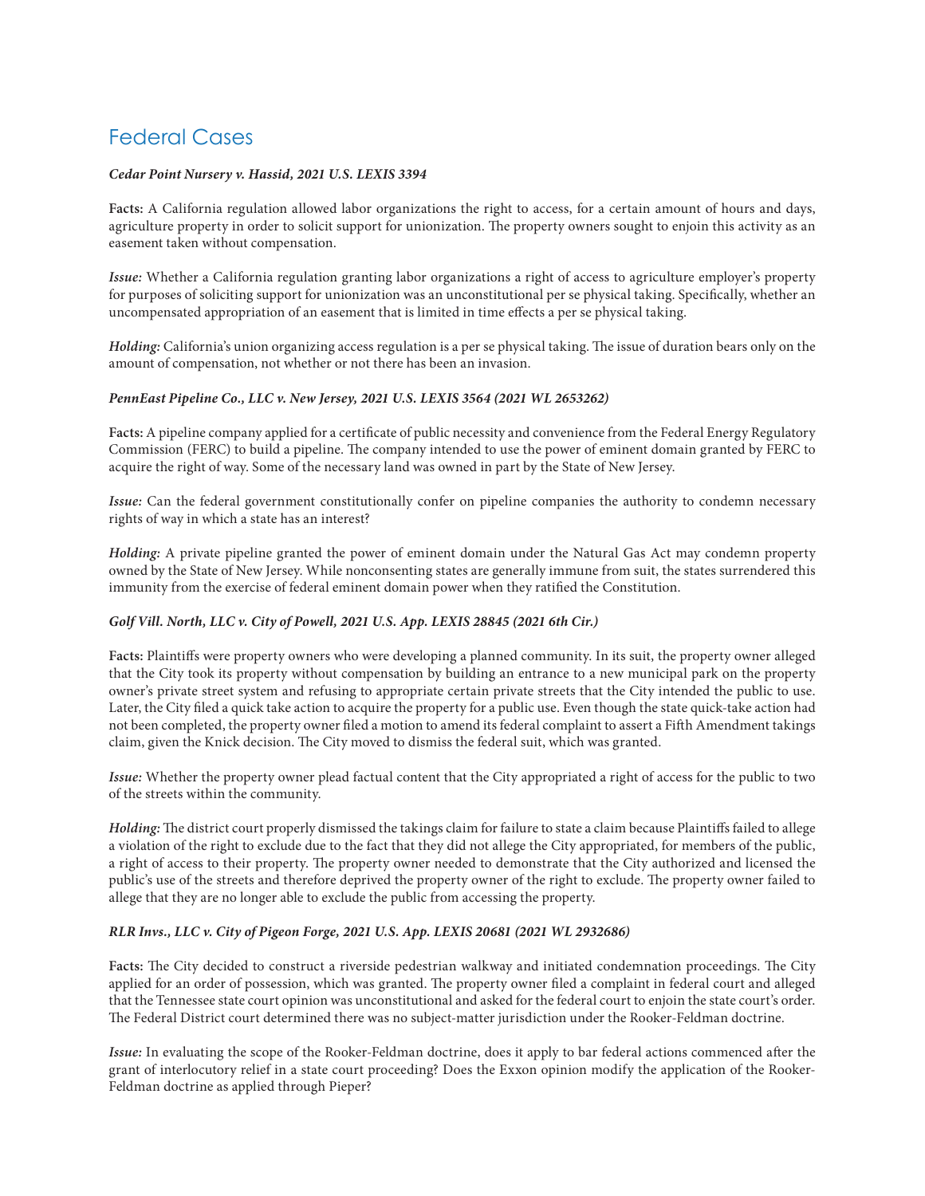## Federal Cases

***Cedar Point Nursery v. Hassid, 2021 U.S. LEXIS 3394***

**Facts:** A California regulation allowed labor organizations the right to access, for a certain amount of hours and days, agriculture property in order to solicit support for unionization. The property owners sought to enjoin this activity as an easement taken without compensation.

***Issue:*** Whether a California regulation granting labor organizations a right of access to agriculture employer's property for purposes of soliciting support for unionization was an unconstitutional per se physical taking. Specifically, whether an uncompensated appropriation of an easement that is limited in time effects a per se physical taking.

***Holding:*** California's union organizing access regulation is a per se physical taking. The issue of duration bears only on the amount of compensation, not whether or not there has been an invasion.

***PennEast Pipeline Co., LLC v. New Jersey, 2021 U.S. LEXIS 3564 (2021 WL 2653262)***

**Facts:** A pipeline company applied for a certificate of public necessity and convenience from the Federal Energy Regulatory Commission (FERC) to build a pipeline. The company intended to use the power of eminent domain granted by FERC to acquire the right of way. Some of the necessary land was owned in part by the State of New Jersey.

***Issue:*** Can the federal government constitutionally confer on pipeline companies the authority to condemn necessary rights of way in which a state has an interest?

***Holding:*** A private pipeline granted the power of eminent domain under the Natural Gas Act may condemn property owned by the State of New Jersey. While nonconsenting states are generally immune from suit, the states surrendered this immunity from the exercise of federal eminent domain power when they ratified the Constitution.

***Golf Vill. North, LLC v. City of Powell, 2021 U.S. App. LEXIS 28845 (2021 6th Cir.)***

**Facts:** Plaintiffs were property owners who were developing a planned community. In its suit, the property owner alleged that the City took its property without compensation by building an entrance to a new municipal park on the property owner's private street system and refusing to appropriate certain private streets that the City intended the public to use. Later, the City filed a quick take action to acquire the property for a public use. Even though the state quick-take action had not been completed, the property owner filed a motion to amend its federal complaint to assert a Fifth Amendment takings claim, given the Knick decision. The City moved to dismiss the federal suit, which was granted.

***Issue:*** Whether the property owner plead factual content that the City appropriated a right of access for the public to two of the streets within the community.

***Holding:*** The district court properly dismissed the takings claim for failure to state a claim because Plaintiffs failed to allege a violation of the right to exclude due to the fact that they did not allege the City appropriated, for members of the public, a right of access to their property. The property owner needed to demonstrate that the City authorized and licensed the public's use of the streets and therefore deprived the property owner of the right to exclude. The property owner failed to allege that they are no longer able to exclude the public from accessing the property.

***RLR Invs., LLC v. City of Pigeon Forge, 2021 U.S. App. LEXIS 20681 (2021 WL 2932686)***

**Facts:** The City decided to construct a riverside pedestrian walkway and initiated condemnation proceedings. The City applied for an order of possession, which was granted. The property owner filed a complaint in federal court and alleged that the Tennessee state court opinion was unconstitutional and asked for the federal court to enjoin the state court's order. The Federal District court determined there was no subject-matter jurisdiction under the Rooker-Feldman doctrine.

***Issue:*** In evaluating the scope of the Rooker-Feldman doctrine, does it apply to bar federal actions commenced after the grant of interlocutory relief in a state court proceeding? Does the Exxon opinion modify the application of the Rooker-Feldman doctrine as applied through Pieper?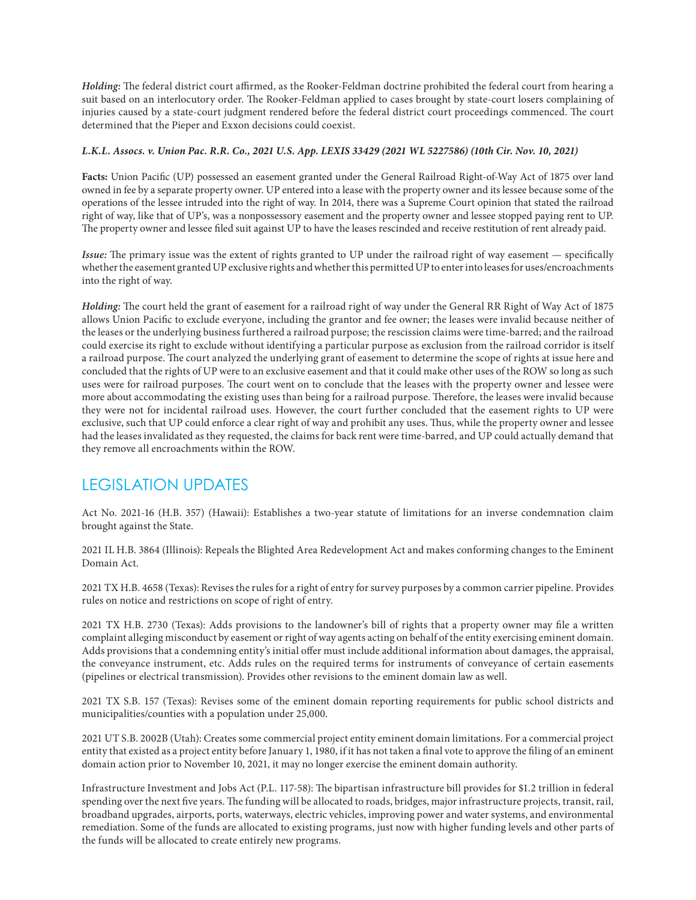***Holding:*** The federal district court affirmed, as the Rooker-Feldman doctrine prohibited the federal court from hearing a suit based on an interlocutory order. The Rooker-Feldman applied to cases brought by state-court losers complaining of injuries caused by a state-court judgment rendered before the federal district court proceedings commenced. The court determined that the Pieper and Exxon decisions could coexist.

***L.K.L. Assocs. v. Union Pac. R.R. Co., 2021 U.S. App. LEXIS 33429 (2021 WL 5227586) (10th Cir. Nov. 10, 2021)***

**Facts:** Union Pacific (UP) possessed an easement granted under the General Railroad Right-of-Way Act of 1875 over land owned in fee by a separate property owner. UP entered into a lease with the property owner and its lessee because some of the operations of the lessee intruded into the right of way. In 2014, there was a Supreme Court opinion that stated the railroad right of way, like that of UP's, was a nonpossessory easement and the property owner and lessee stopped paying rent to UP. The property owner and lessee filed suit against UP to have the leases rescinded and receive restitution of rent already paid.

***Issue:*** The primary issue was the extent of rights granted to UP under the railroad right of way easement — specifically whether the easement granted UP exclusive rights and whether this permitted UP to enter into leases for uses/encroachments into the right of way.

***Holding:*** The court held the grant of easement for a railroad right of way under the General RR Right of Way Act of 1875 allows Union Pacific to exclude everyone, including the grantor and fee owner; the leases were invalid because neither of the leases or the underlying business furthered a railroad purpose; the rescission claims were time-barred; and the railroad could exercise its right to exclude without identifying a particular purpose as exclusion from the railroad corridor is itself a railroad purpose. The court analyzed the underlying grant of easement to determine the scope of rights at issue here and concluded that the rights of UP were to an exclusive easement and that it could make other uses of the ROW so long as such uses were for railroad purposes. The court went on to conclude that the leases with the property owner and lessee were more about accommodating the existing uses than being for a railroad purpose. Therefore, the leases were invalid because they were not for incidental railroad uses. However, the court further concluded that the easement rights to UP were exclusive, such that UP could enforce a clear right of way and prohibit any uses. Thus, while the property owner and lessee had the leases invalidated as they requested, the claims for back rent were time-barred, and UP could actually demand that they remove all encroachments within the ROW.

## LEGISLATION UPDATES

Act No. 2021-16 (H.B. 357) (Hawaii): Establishes a two-year statute of limitations for an inverse condemnation claim brought against the State.

2021 IL H.B. 3864 (Illinois): Repeals the Blighted Area Redevelopment Act and makes conforming changes to the Eminent Domain Act.

2021 TX H.B. 4658 (Texas): Revises the rules for a right of entry for survey purposes by a common carrier pipeline. Provides rules on notice and restrictions on scope of right of entry.

2021 TX H.B. 2730 (Texas): Adds provisions to the landowner's bill of rights that a property owner may file a written complaint alleging misconduct by easement or right of way agents acting on behalf of the entity exercising eminent domain. Adds provisions that a condemning entity's initial offer must include additional information about damages, the appraisal, the conveyance instrument, etc. Adds rules on the required terms for instruments of conveyance of certain easements (pipelines or electrical transmission). Provides other revisions to the eminent domain law as well.

2021 TX S.B. 157 (Texas): Revises some of the eminent domain reporting requirements for public school districts and municipalities/counties with a population under 25,000.

2021 UT S.B. 2002B (Utah): Creates some commercial project entity eminent domain limitations. For a commercial project entity that existed as a project entity before January 1, 1980, if it has not taken a final vote to approve the filing of an eminent domain action prior to November 10, 2021, it may no longer exercise the eminent domain authority.

Infrastructure Investment and Jobs Act (P.L. 117-58): The bipartisan infrastructure bill provides for $1.2 trillion in federal spending over the next five years. The funding will be allocated to roads, bridges, major infrastructure projects, transit, rail, broadband upgrades, airports, ports, waterways, electric vehicles, improving power and water systems, and environmental remediation. Some of the funds are allocated to existing programs, just now with higher funding levels and other parts of the funds will be allocated to create entirely new programs.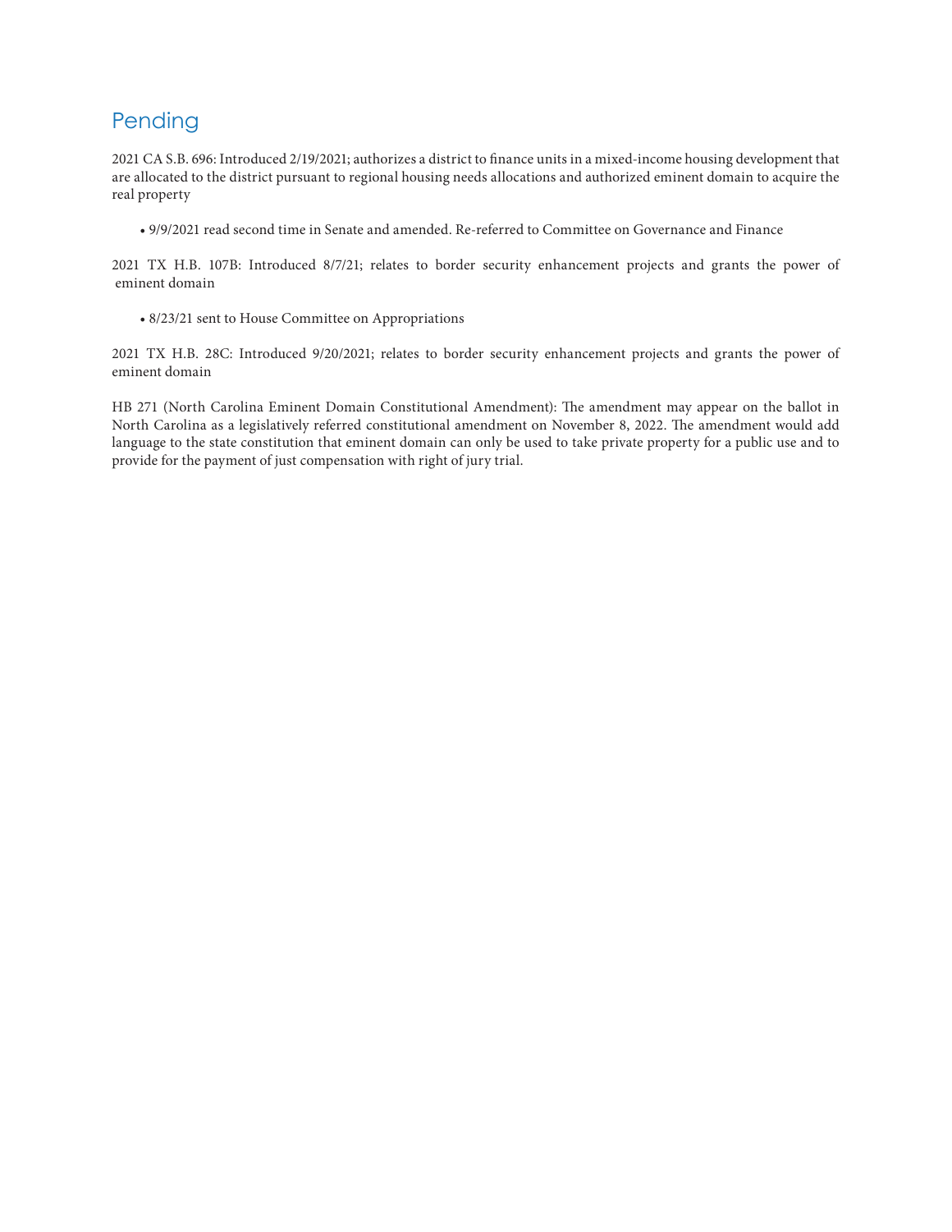## Pending

2021 CA S.B. 696: Introduced 2/19/2021; authorizes a district to finance units in a mixed-income housing development that are allocated to the district pursuant to regional housing needs allocations and authorized eminent domain to acquire the real property

- 9/9/2021 read second time in Senate and amended. Re-referred to Committee on Governance and Finance

2021 TX H.B. 107B: Introduced 8/7/21; relates to border security enhancement projects and grants the power of eminent domain

- 8/23/21 sent to House Committee on Appropriations

2021 TX H.B. 28C: Introduced 9/20/2021; relates to border security enhancement projects and grants the power of eminent domain

HB 271 (North Carolina Eminent Domain Constitutional Amendment): The amendment may appear on the ballot in North Carolina as a legislatively referred constitutional amendment on November 8, 2022. The amendment would add language to the state constitution that eminent domain can only be used to take private property for a public use and to provide for the payment of just compensation with right of jury trial.